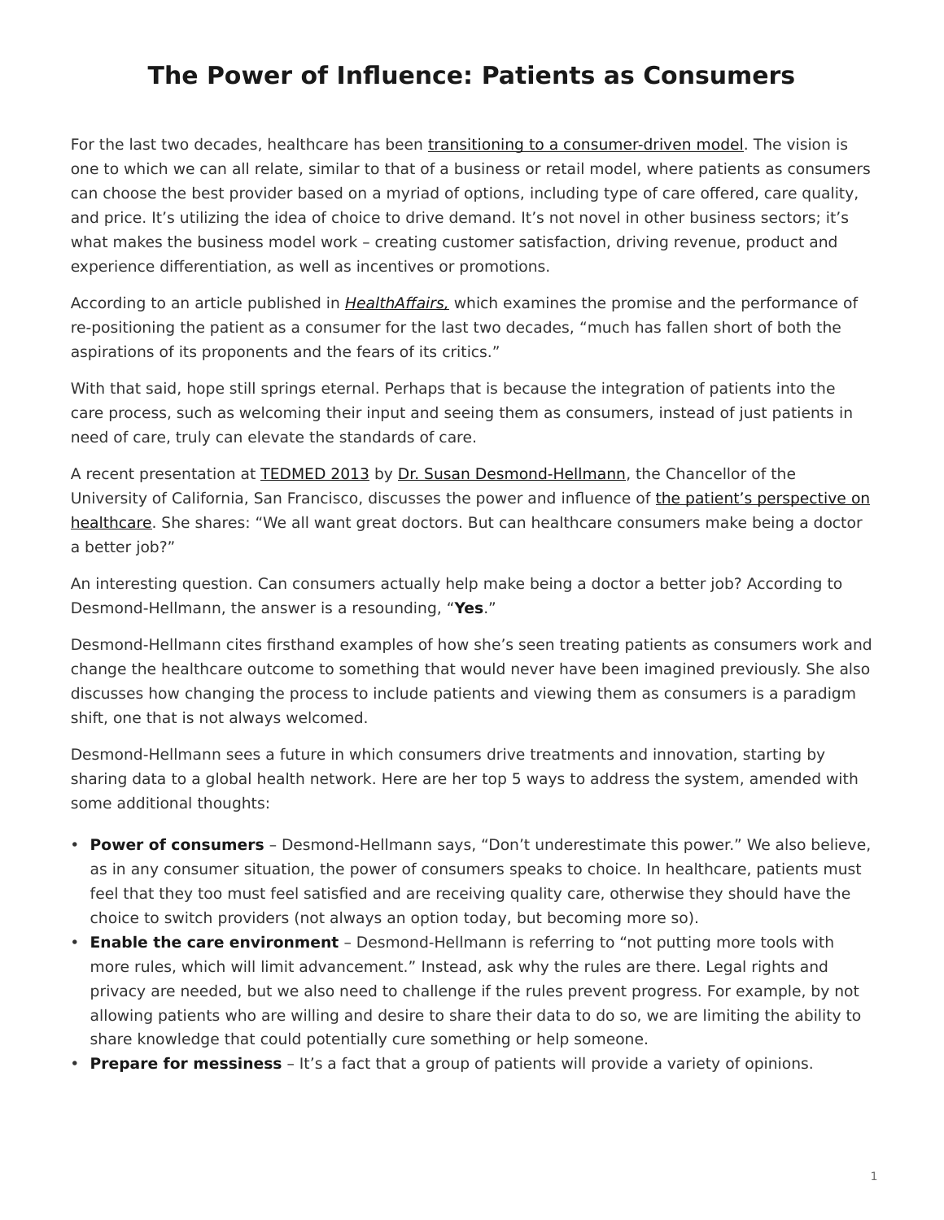# The Power of Influence: Patients as Consumers

For the last two decades, healthcare has been transitioning to a consumer-driven model. The vision is one to which we can all relate, similar to that of a business or retail model, where patients as consumers can choose the best provider based on a myriad of options, including type of care offered, care quality, and price. It's utilizing the idea of choice to drive demand. It's not novel in other business sectors; it's what makes the business model work – creating customer satisfaction, driving revenue, product and experience differentiation, as well as incentives or promotions.

According to an article published in *HealthAffairs,* which examines the promise and the performance of re-positioning the patient as a consumer for the last two decades, "much has fallen short of both the aspirations of its proponents and the fears of its critics."

With that said, hope still springs eternal. Perhaps that is because the integration of patients into the care process, such as welcoming their input and seeing them as consumers, instead of just patients in need of care, truly can elevate the standards of care.

A recent presentation at TEDMED 2013 by Dr. Susan Desmond-Hellmann, the Chancellor of the University of California, San Francisco, discusses the power and influence of the patient's perspective on healthcare. She shares: "We all want great doctors. But can healthcare consumers make being a doctor a better job?"

An interesting question. Can consumers actually help make being a doctor a better job? According to Desmond-Hellmann, the answer is a resounding, "**Yes**."

Desmond-Hellmann cites firsthand examples of how she's seen treating patients as consumers work and change the healthcare outcome to something that would never have been imagined previously. She also discusses how changing the process to include patients and viewing them as consumers is a paradigm shift, one that is not always welcomed.

Desmond-Hellmann sees a future in which consumers drive treatments and innovation, starting by sharing data to a global health network. Here are her top 5 ways to address the system, amended with some additional thoughts:

- **Power of consumers** – Desmond-Hellmann says, "Don't underestimate this power." We also believe, as in any consumer situation, the power of consumers speaks to choice. In healthcare, patients must feel that they too must feel satisfied and are receiving quality care, otherwise they should have the choice to switch providers (not always an option today, but becoming more so).
- **Enable the care environment** – Desmond-Hellmann is referring to "not putting more tools with more rules, which will limit advancement." Instead, ask why the rules are there. Legal rights and privacy are needed, but we also need to challenge if the rules prevent progress. For example, by not allowing patients who are willing and desire to share their data to do so, we are limiting the ability to share knowledge that could potentially cure something or help someone.
- **Prepare for messiness** – It's a fact that a group of patients will provide a variety of opinions.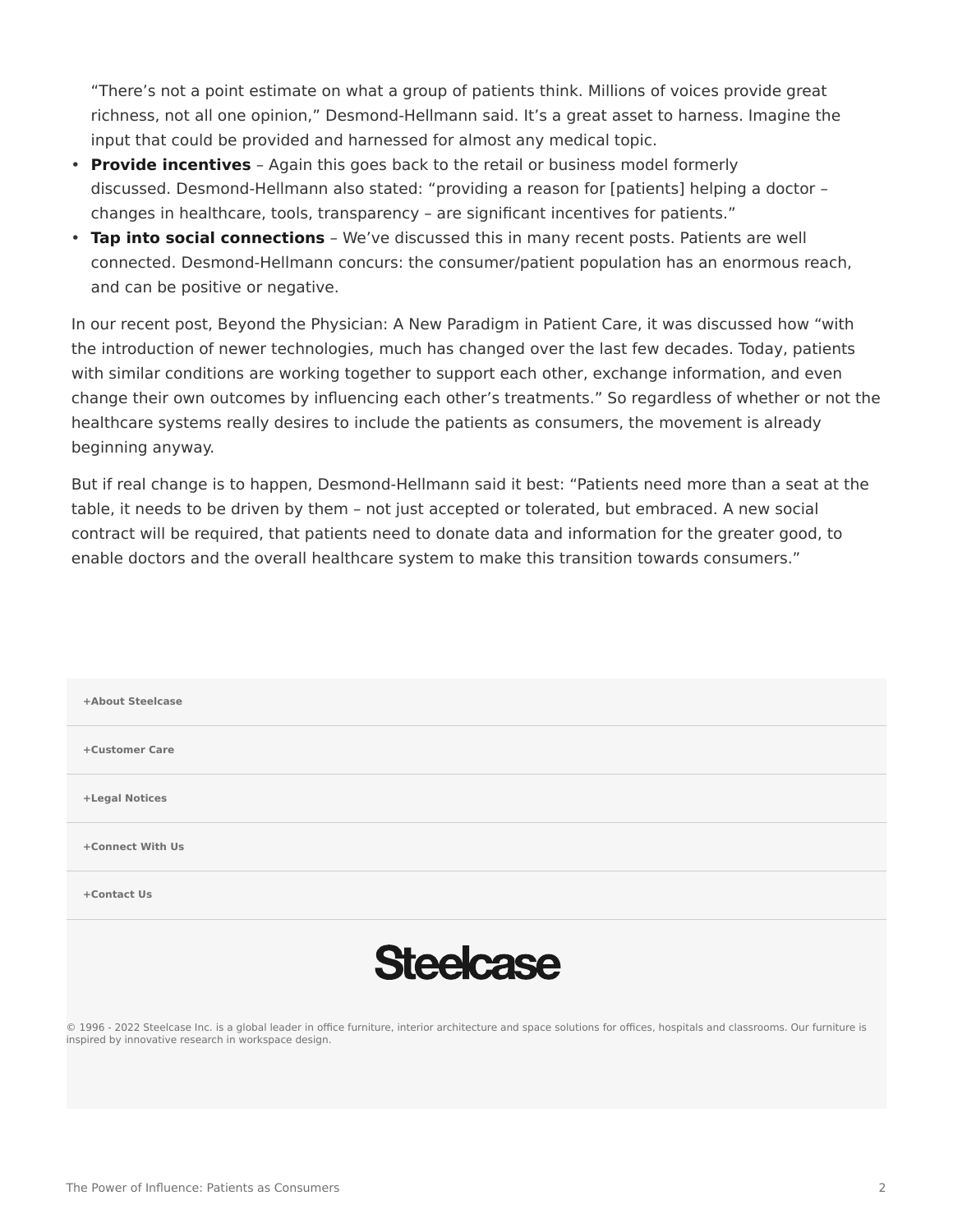“There’s not a point estimate on what a group of patients think. Millions of voices provide great richness, not all one opinion,” Desmond-Hellmann said. It’s a great asset to harness. Imagine the input that could be provided and harnessed for almost any medical topic.

- **Provide incentives** – Again this goes back to the retail or business model formerly discussed. Desmond-Hellmann also stated: “providing a reason for [patients] helping a doctor – changes in healthcare, tools, transparency – are significant incentives for patients.”
- **Tap into social connections** – We’ve discussed this in many recent posts. Patients are well connected. Desmond-Hellmann concurs: the consumer/patient population has an enormous reach, and can be positive or negative.

In our recent post, Beyond the Physician: A New Paradigm in Patient Care, it was discussed how “with the introduction of newer technologies, much has changed over the last few decades. Today, patients with similar conditions are working together to support each other, exchange information, and even change their own outcomes by influencing each other’s treatments.” So regardless of whether or not the healthcare systems really desires to include the patients as consumers, the movement is already beginning anyway.

But if real change is to happen, Desmond-Hellmann said it best: “Patients need more than a seat at the table, it needs to be driven by them – not just accepted or tolerated, but embraced. A new social contract will be required, that patients need to donate data and information for the greater good, to enable doctors and the overall healthcare system to make this transition towards consumers.”

+About Steelcase

+Customer Care

+Legal Notices

+Connect With Us

+Contact Us

Steelcase

© 1996 - 2022 Steelcase Inc. is a global leader in office furniture, interior architecture and space solutions for offices, hospitals and classrooms. Our furniture is inspired by innovative research in workspace design.